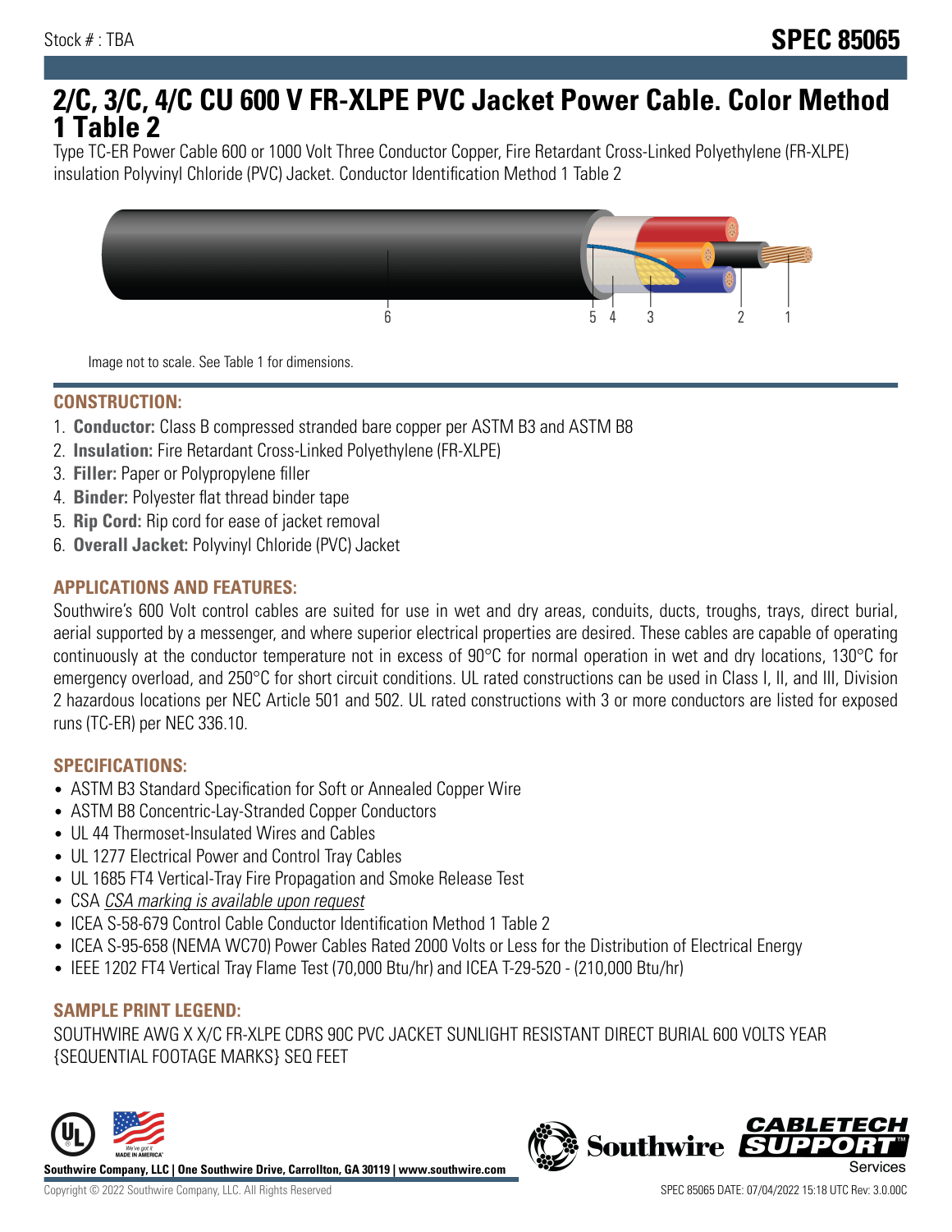Stock # : TBA

# SPEC 85065

# 2/C, 3/C, 4/C CU 600 V FR-XLPE PVC Jacket Power Cable. Color Method 1 Table 2

Type TC-ER Power Cable 600 or 1000 Volt Three Conductor Copper, Fire Retardant Cross-Linked Polyethylene (FR-XLPE) insulation Polyvinyl Chloride (PVC) Jacket. Conductor Identification Method 1 Table 2

Image not to scale. See Table 1 for dimensions.

## CONSTRUCTION:

1. **Conductor:** Class B compressed stranded bare copper per ASTM B3 and ASTM B8
2. **Insulation:** Fire Retardant Cross-Linked Polyethylene (FR-XLPE)
3. **Filler:** Paper or Polypropylene filler
4. **Binder:** Polyester flat thread binder tape
5. **Rip Cord:** Rip cord for ease of jacket removal
6. **Overall Jacket:** Polyvinyl Chloride (PVC) Jacket

## APPLICATIONS AND FEATURES:

Southwire's 600 Volt control cables are suited for use in wet and dry areas, conduits, ducts, troughs, trays, direct burial, aerial supported by a messenger, and where superior electrical properties are desired. These cables are capable of operating continuously at the conductor temperature not in excess of 90°C for normal operation in wet and dry locations, 130°C for emergency overload, and 250°C for short circuit conditions. UL rated constructions can be used in Class I, II, and III, Division 2 hazardous locations per NEC Article 501 and 502. UL rated constructions with 3 or more conductors are listed for exposed runs (TC-ER) per NEC 336.10.

## SPECIFICATIONS:

- ASTM B3 Standard Specification for Soft or Annealed Copper Wire
- ASTM B8 Concentric-Lay-Stranded Copper Conductors
- UL 44 Thermoset-Insulated Wires and Cables
- UL 1277 Electrical Power and Control Tray Cables
- UL 1685 FT4 Vertical-Tray Fire Propagation and Smoke Release Test
- CSA *CSA marking is available upon request*
- ICEA S-58-679 Control Cable Conductor Identification Method 1 Table 2
- ICEA S-95-658 (NEMA WC70) Power Cables Rated 2000 Volts or Less for the Distribution of Electrical Energy
- IEEE 1202 FT4 Vertical Tray Flame Test (70,000 Btu/hr) and ICEA T-29-520 - (210,000 Btu/hr)

## SAMPLE PRINT LEGEND:

SOUTHWIRE AWG X X/C FR-XLPE CDRS 90C PVC JACKET SUNLIGHT RESISTANT DIRECT BURIAL 600 VOLTS YEAR {SEQUENTIAL FOOTAGE MARKS} SEQ FEET

**Southwire Company, LLC | One Southwire Drive, Carrollton, GA 30119 | www.southwire.com**

Copyright © 2022 Southwire Company, LLC. All Rights Reserved

SPEC 85065 DATE: 07/04/2022 15:18 UTC Rev: 3.0.00C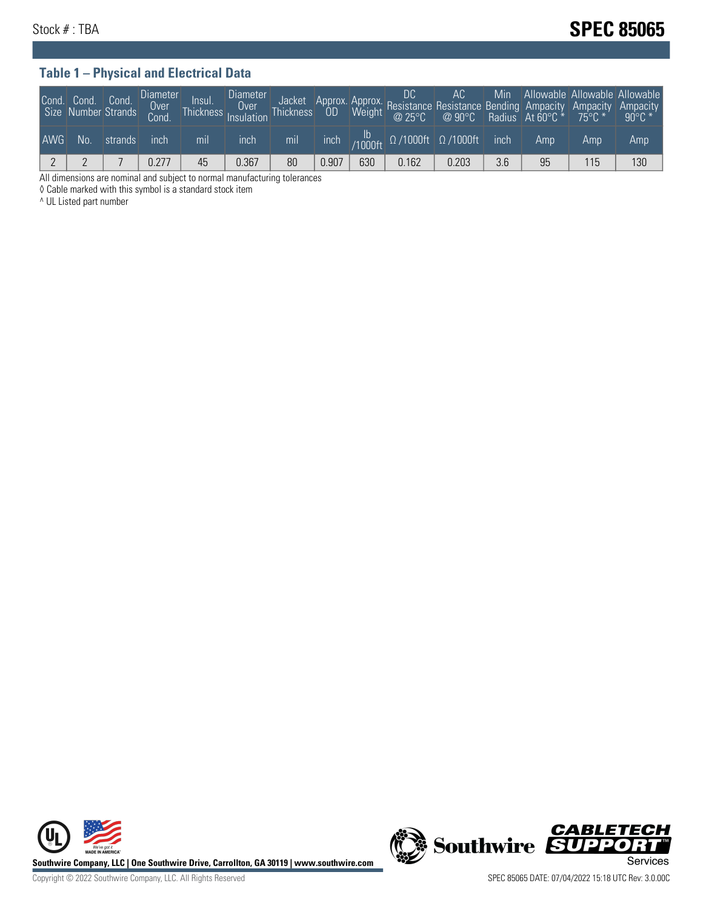### Table 1 – Physical and Electrical Data

| Cond. Size | Cond. Number | Cond. Strands | Diameter Over Cond. | Insul. Thickness | Diameter Over Insulation | Jacket Thickness | Approx. OD | Approx. Weight | DC Resistance @ 25°C | AC Resistance @ 90°C | Min Bending Radius | Allowable Ampacity At 60°C * | Allowable Ampacity 75°C * | Allowable Ampacity 90°C * |
|---|---|---|---|---|---|---|---|---|---|---|---|---|---|---|
| AWG | No. | strands | inch | mil | inch | mil | inch | lb /1000ft | Ω /1000ft | Ω /1000ft | inch | Amp | Amp | Amp |
| 2 | 2 | 7 | 0.277 | 45 | 0.367 | 80 | 0.907 | 630 | 0.162 | 0.203 | 3.6 | 95 | 115 | 130 |

All dimensions are nominal and subject to normal manufacturing tolerances

◊ Cable marked with this symbol is a standard stock item

^ UL Listed part number

Southwire Company, LLC | One Southwire Drive, Carrollton, GA 30119 | www.southwire.com

Copyright © 2022 Southwire Company, LLC. All Rights Reserved

SPEC 85065 DATE: 07/04/2022 15:18 UTC Rev: 3.0.00C